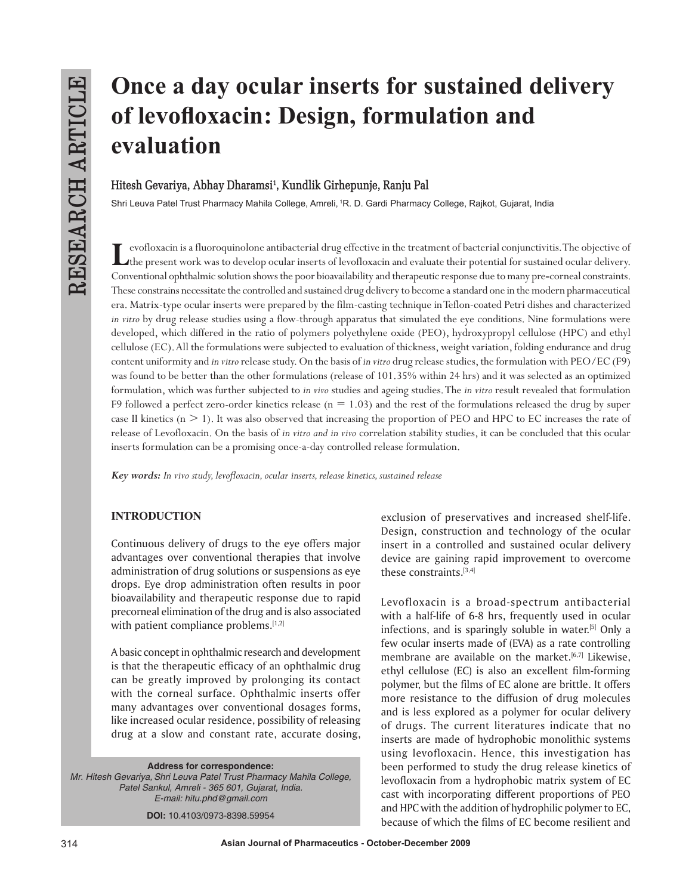# Once a day ocular inserts for sustained delivery of levofloxacin: Design, formulation and evaluation

Hitesh Gevariya, Abhay Dharamsi[1], Kundlik Girhepunje, Ranju Pal

Shri Leuva Patel Trust Pharmacy Mahila College, Amreli, [1]R. D. Gardi Pharmacy College, Rajkot, Gujarat, India

Levofloxacin is a fluoroquinolone antibacterial drug effective in the treatment of bacterial conjunctivitis. The objective of the present work was to develop ocular inserts of levofloxacin and evaluate their potential for sustained ocular delivery. Conventional ophthalmic solution shows the poor bioavailability and therapeutic response due to many pre-corneal constraints. These constrains necessitate the controlled and sustained drug delivery to become a standard one in the modern pharmaceutical era. Matrix-type ocular inserts were prepared by the film-casting technique in Teflon-coated Petri dishes and characterized *in vitro* by drug release studies using a flow-through apparatus that simulated the eye conditions. Nine formulations were developed, which differed in the ratio of polymers polyethylene oxide (PEO), hydroxypropyl cellulose (HPC) and ethyl cellulose (EC). All the formulations were subjected to evaluation of thickness, weight variation, folding endurance and drug content uniformity and *in vitro* release study. On the basis of *in vitro* drug release studies, the formulation with PEO/EC (F9) was found to be better than the other formulations (release of 101.35% within 24 hrs) and it was selected as an optimized formulation, which was further subjected to *in vivo* studies and ageing studies. The *in vitro* result revealed that formulation F9 followed a perfect zero-order kinetics release ($n = 1.03$) and the rest of the formulations released the drug by super case II kinetics ($n > 1$). It was also observed that increasing the proportion of PEO and HPC to EC increases the rate of release of Levofloxacin. On the basis of *in vitro and in vivo* correlation stability studies, it can be concluded that this ocular inserts formulation can be a promising once-a-day controlled release formulation.

***Key words:*** *In vivo study, levofloxacin, ocular inserts, release kinetics, sustained release*

## INTRODUCTION

Continuous delivery of drugs to the eye offers major advantages over conventional therapies that involve administration of drug solutions or suspensions as eye drops. Eye drop administration often results in poor bioavailability and therapeutic response due to rapid precorneal elimination of the drug and is also associated with patient compliance problems.[1,2]

A basic concept in ophthalmic research and development is that the therapeutic efficacy of an ophthalmic drug can be greatly improved by prolonging its contact with the corneal surface. Ophthalmic inserts offer many advantages over conventional dosages forms, like increased ocular residence, possibility of releasing drug at a slow and constant rate, accurate dosing, exclusion of preservatives and increased shelf-life. Design, construction and technology of the ocular insert in a controlled and sustained ocular delivery device are gaining rapid improvement to overcome these constraints.[3,4]

Levofloxacin is a broad-spectrum antibacterial with a half-life of 6-8 hrs, frequently used in ocular infections, and is sparingly soluble in water.[5] Only a few ocular inserts made of (EVA) as a rate controlling membrane are available on the market.[6,7] Likewise, ethyl cellulose (EC) is also an excellent film-forming polymer, but the films of EC alone are brittle. It offers more resistance to the diffusion of drug molecules and is less explored as a polymer for ocular delivery of drugs. The current literatures indicate that no inserts are made of hydrophobic monolithic systems using levofloxacin. Hence, this investigation has been performed to study the drug release kinetics of levofloxacin from a hydrophobic matrix system of EC cast with incorporating different proportions of PEO and HPC with the addition of hydrophilic polymer to EC, because of which the films of EC become resilient and

**Address for correspondence:**
Mr. Hitesh Gevariya, Shri Leuva Patel Trust Pharmacy Mahila College, Patel Sankul, Amreli - 365 601, Gujarat, India.
E-mail: hitu.phd@gmail.com

**DOI:** 10.4103/0973-8398.59954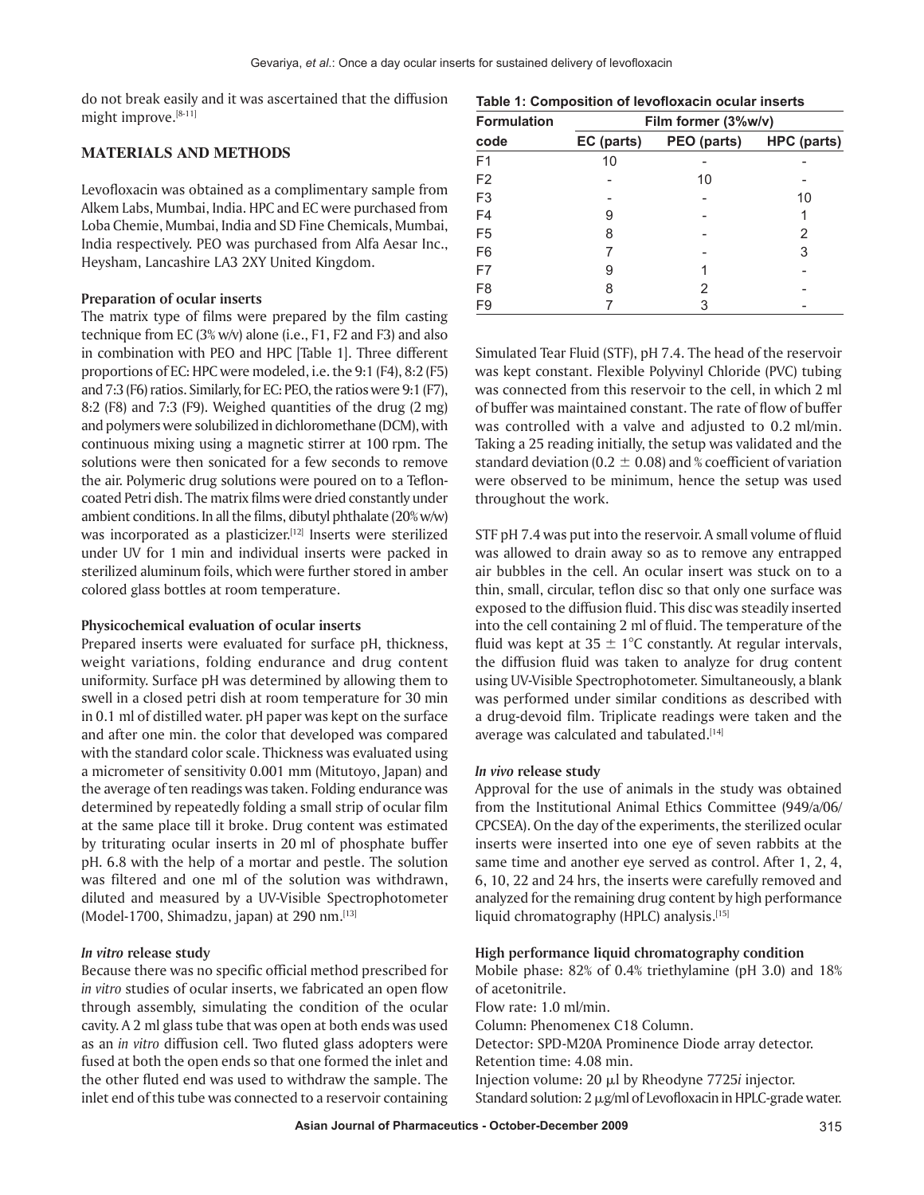do not break easily and it was ascertained that the diffusion might improve.[8-11]

## MATERIALS AND METHODS

Levofloxacin was obtained as a complimentary sample from Alkem Labs, Mumbai, India. HPC and EC were purchased from Loba Chemie, Mumbai, India and SD Fine Chemicals, Mumbai, India respectively. PEO was purchased from Alfa Aesar Inc., Heysham, Lancashire LA3 2XY United Kingdom.

### Preparation of ocular inserts

The matrix type of films were prepared by the film casting technique from EC (3% w/v) alone (i.e., F1, F2 and F3) and also in combination with PEO and HPC [Table 1]. Three different proportions of EC: HPC were modeled, i.e. the 9:1 (F4), 8:2 (F5) and 7:3 (F6) ratios. Similarly, for EC: PEO, the ratios were 9:1 (F7), 8:2 (F8) and 7:3 (F9). Weighed quantities of the drug (2 mg) and polymers were solubilized in dichloromethane (DCM), with continuous mixing using a magnetic stirrer at 100 rpm. The solutions were then sonicated for a few seconds to remove the air. Polymeric drug solutions were poured on to a Teflon-coated Petri dish. The matrix films were dried constantly under ambient conditions. In all the films, dibutyl phthalate (20% w/w) was incorporated as a plasticizer.[12] Inserts were sterilized under UV for 1 min and individual inserts were packed in sterilized aluminum foils, which were further stored in amber colored glass bottles at room temperature.

**Table 1: Composition of levofloxacin ocular inserts**

| Formulation code | Film former (3%w/v) | | |
|---|---|---|---|
| | EC (parts) | PEO (parts) | HPC (parts) |
| F1 | 10 | - | - |
| F2 | - | 10 | - |
| F3 | - | - | 10 |
| F4 | 9 | - | 1 |
| F5 | 8 | - | 2 |
| F6 | 7 | - | 3 |
| F7 | 9 | 1 | - |
| F8 | 8 | 2 | - |
| F9 | 7 | 3 | - |

### Physicochemical evaluation of ocular inserts

Prepared inserts were evaluated for surface pH, thickness, weight variations, folding endurance and drug content uniformity. Surface pH was determined by allowing them to swell in a closed petri dish at room temperature for 30 min in 0.1 ml of distilled water. pH paper was kept on the surface and after one min. the color that developed was compared with the standard color scale. Thickness was evaluated using a micrometer of sensitivity 0.001 mm (Mitutoyo, Japan) and the average of ten readings was taken. Folding endurance was determined by repeatedly folding a small strip of ocular film at the same place till it broke. Drug content was estimated by triturating ocular inserts in 20 ml of phosphate buffer pH. 6.8 with the help of a mortar and pestle. The solution was filtered and one ml of the solution was withdrawn, diluted and measured by a UV-Visible Spectrophotometer (Model-1700, Shimadzu, japan) at 290 nm.[13]

### *In vitro* release study

Because there was no specific official method prescribed for *in vitro* studies of ocular inserts, we fabricated an open flow through assembly, simulating the condition of the ocular cavity. A 2 ml glass tube that was open at both ends was used as an *in vitro* diffusion cell. Two fluted glass adopters were fused at both the open ends so that one formed the inlet and the other fluted end was used to withdraw the sample. The inlet end of this tube was connected to a reservoir containing Simulated Tear Fluid (STF), pH 7.4. The head of the reservoir was kept constant. Flexible Polyvinyl Chloride (PVC) tubing was connected from this reservoir to the cell, in which 2 ml of buffer was maintained constant. The rate of flow of buffer was controlled with a valve and adjusted to 0.2 ml/min. Taking a 25 reading initially, the setup was validated and the standard deviation ($0.2 \pm 0.08$) and % coefficient of variation were observed to be minimum, hence the setup was used throughout the work.

STF pH 7.4 was put into the reservoir. A small volume of fluid was allowed to drain away so as to remove any entrapped air bubbles in the cell. An ocular insert was stuck on to a thin, small, circular, teflon disc so that only one surface was exposed to the diffusion fluid. This disc was steadily inserted into the cell containing 2 ml of fluid. The temperature of the fluid was kept at $35 \pm 1$°C constantly. At regular intervals, the diffusion fluid was taken to analyze for drug content using UV-Visible Spectrophotometer. Simultaneously, a blank was performed under similar conditions as described with a drug-devoid film. Triplicate readings were taken and the average was calculated and tabulated.[14]

### *In vivo* release study

Approval for the use of animals in the study was obtained from the Institutional Animal Ethics Committee (949/a/06/CPCSEA). On the day of the experiments, the sterilized ocular inserts were inserted into one eye of seven rabbits at the same time and another eye served as control. After 1, 2, 4, 6, 10, 22 and 24 hrs, the inserts were carefully removed and analyzed for the remaining drug content by high performance liquid chromatography (HPLC) analysis.[15]

### High performance liquid chromatography condition

Mobile phase: 82% of 0.4% triethylamine (pH 3.0) and 18% of acetonitrile.
Flow rate: 1.0 ml/min.
Column: Phenomenex C18 Column.
Detector: SPD-M20A Prominence Diode array detector.
Retention time: 4.08 min.
Injection volume: 20 μl by Rheodyne 7725*i* injector.
Standard solution: 2 μg/ml of Levofloxacin in HPLC-grade water.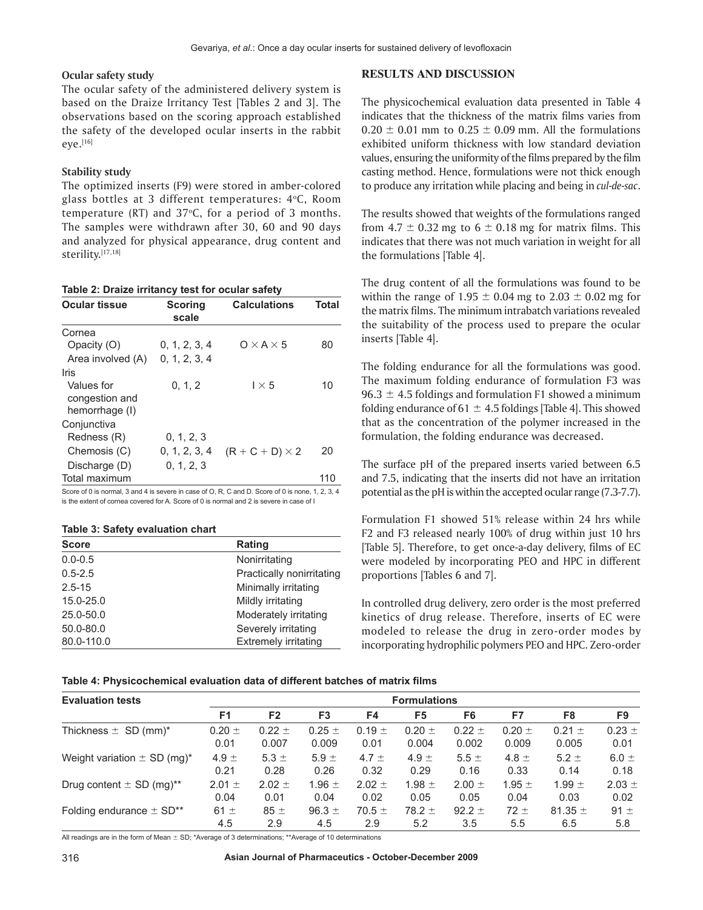### Ocular safety study

The ocular safety of the administered delivery system is based on the Draize Irritancy Test [Tables 2 and 3]. The observations based on the scoring approach established the safety of the developed ocular inserts in the rabbit eye.[16]

### Stability study

The optimized inserts (F9) were stored in amber-colored glass bottles at 3 different temperatures: 4°C, Room temperature (RT) and 37°C, for a period of 3 months. The samples were withdrawn after 30, 60 and 90 days and analyzed for physical appearance, drug content and sterility.[17,18]

**Table 2: Draize irritancy test for ocular safety**

| Ocular tissue | Scoring scale | Calculations | Total |
|---|---|---|---|
| Cornea | | | |
| Opacity (O) | 0, 1, 2, 3, 4 | $O \times A \times 5$ | 80 |
| Area involved (A) | 0, 1, 2, 3, 4 | | |
| Iris | | | |
| Values for congestion and hemorrhage (I) | 0, 1, 2 | $I \times 5$ | 10 |
| Conjunctiva | | | |
| Redness (R) | 0, 1, 2, 3 | | |
| Chemosis (C) | 0, 1, 2, 3, 4 | $(R + C + D) \times 2$ | 20 |
| Discharge (D) | 0, 1, 2, 3 | | |
| Total maximum | | | 110 |

Score of 0 is normal, 3 and 4 is severe in case of O, R, C and D. Score of 0 is none, 1, 2, 3, 4 is the extent of cornea covered for A. Score of 0 is normal and 2 is severe in case of I

**Table 3: Safety evaluation chart**

| Score | Rating |
|---|---|
| 0.0-0.5 | Nonirritating |
| 0.5-2.5 | Practically nonirritating |
| 2.5-15 | Minimally irritating |
| 15.0-25.0 | Mildly irritating |
| 25.0-50.0 | Moderately irritating |
| 50.0-80.0 | Severely irritating |
| 80.0-110.0 | Extremely irritating |

## RESULTS AND DISCUSSION

The physicochemical evaluation data presented in Table 4 indicates that the thickness of the matrix films varies from 0.20 ± 0.01 mm to 0.25 ± 0.09 mm. All the formulations exhibited uniform thickness with low standard deviation values, ensuring the uniformity of the films prepared by the film casting method. Hence, formulations were not thick enough to produce any irritation while placing and being in *cul-de-sac*.

The results showed that weights of the formulations ranged from 4.7 ± 0.32 mg to 6 ± 0.18 mg for matrix films. This indicates that there was not much variation in weight for all the formulations [Table 4].

The drug content of all the formulations was found to be within the range of 1.95 ± 0.04 mg to 2.03 ± 0.02 mg for the matrix films. The minimum intrabatch variations revealed the suitability of the process used to prepare the ocular inserts [Table 4].

The folding endurance for all the formulations was good. The maximum folding endurance of formulation F3 was 96.3 ± 4.5 foldings and formulation F1 showed a minimum folding endurance of 61 ± 4.5 foldings [Table 4]. This showed that as the concentration of the polymer increased in the formulation, the folding endurance was decreased.

The surface pH of the prepared inserts varied between 6.5 and 7.5, indicating that the inserts did not have an irritation potential as the pH is within the accepted ocular range (7.3-7.7).

Formulation F1 showed 51% release within 24 hrs while F2 and F3 released nearly 100% of drug within just 10 hrs [Table 5]. Therefore, to get once-a-day delivery, films of EC were modeled by incorporating PEO and HPC in different proportions [Tables 6 and 7].

In controlled drug delivery, zero order is the most preferred kinetics of drug release. Therefore, inserts of EC were modeled to release the drug in zero-order modes by incorporating hydrophilic polymers PEO and HPC. Zero-order

**Table 4: Physicochemical evaluation data of different batches of matrix films**

| Evaluation tests | Formulations | | | | | | | | |
|---|---|---|---|---|---|---|---|---|---|
| | F1 | F2 | F3 | F4 | F5 | F6 | F7 | F8 | F9 |
| Thickness ± SD (mm)* | 0.20 ± 0.01 | 0.22 ± 0.007 | 0.25 ± 0.009 | 0.19 ± 0.01 | 0.20 ± 0.004 | 0.22 ± 0.002 | 0.20 ± 0.009 | 0.21 ± 0.005 | 0.23 ± 0.01 |
| Weight variation ± SD (mg)* | 4.9 ± 0.21 | 5.3 ± 0.28 | 5.9 ± 0.26 | 4.7 ± 0.32 | 4.9 ± 0.29 | 5.5 ± 0.16 | 4.8 ± 0.33 | 5.2 ± 0.14 | 6.0 ± 0.18 |
| Drug content ± SD (mg)** | 2.01 ± 0.04 | 2.02 ± 0.01 | 1.96 ± 0.04 | 2.02 ± 0.02 | 1.98 ± 0.05 | 2.00 ± 0.05 | 1.95 ± 0.04 | 1.99 ± 0.03 | 2.03 ± 0.02 |
| Folding endurance ± SD** | 61 ± 4.5 | 85 ± 2.9 | 96.3 ± 4.5 | 70.5 ± 2.9 | 78.2 ± 5.2 | 92.2 ± 3.5 | 72 ± 5.5 | 81.35 ± 6.5 | 91 ± 5.8 |

All readings are in the form of Mean ± SD; *Average of 3 determinations; **Average of 10 determinations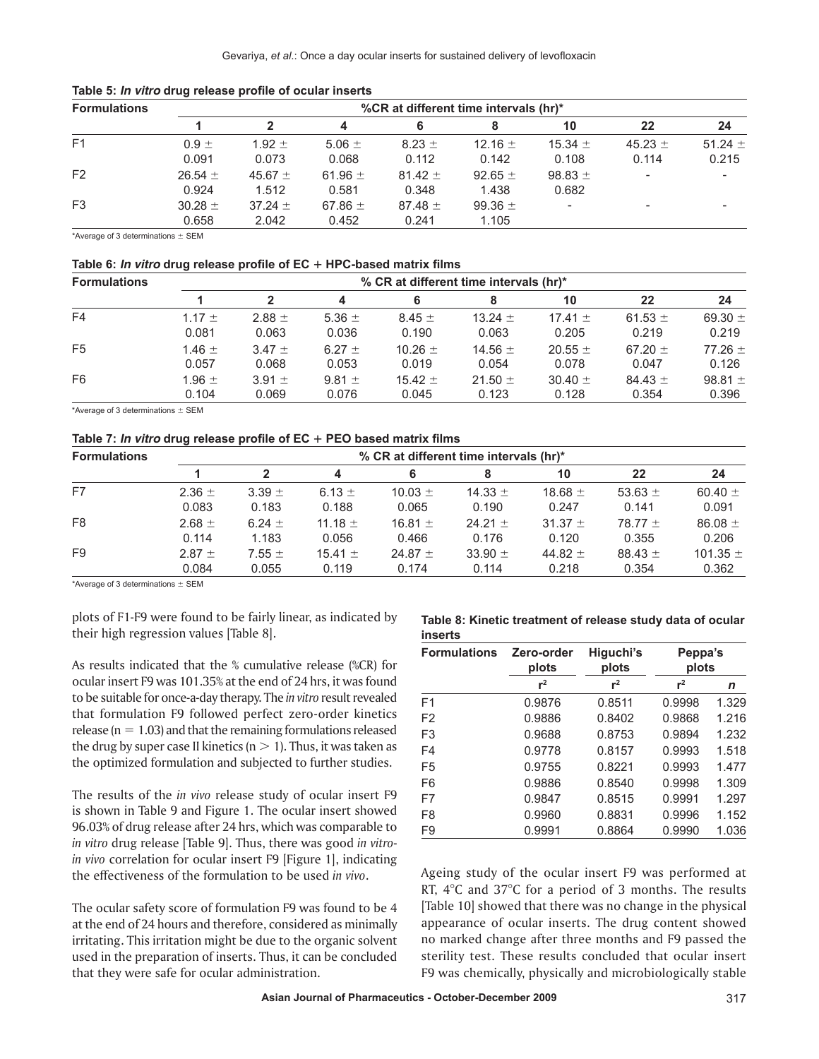**Table 5: *In vitro* drug release profile of ocular inserts**

| Formulations | %CR at different time intervals (hr)* | | | | | | | |
|---|---|---|---|---|---|---|---|---|
| | 1 | 2 | 4 | 6 | 8 | 10 | 22 | 24 |
| F1 | 0.9 ± 0.091 | 1.92 ± 0.073 | 5.06 ± 0.068 | 8.23 ± 0.112 | 12.16 ± 0.142 | 15.34 ± 0.108 | 45.23 ± 0.114 | 51.24 ± 0.215 |
| F2 | 26.54 ± 0.924 | 45.67 ± 1.512 | 61.96 ± 0.581 | 81.42 ± 0.348 | 92.65 ± 1.438 | 98.83 ± 0.682 | - | - |
| F3 | 30.28 ± 0.658 | 37.24 ± 2.042 | 67.86 ± 0.452 | 87.48 ± 0.241 | 99.36 ± 1.105 | - | - | - |

*Average of 3 determinations ± SEM

**Table 6: *In vitro* drug release profile of EC + HPC-based matrix films**

| Formulations | % CR at different time intervals (hr)* | | | | | | | |
|---|---|---|---|---|---|---|---|---|
| | 1 | 2 | 4 | 6 | 8 | 10 | 22 | 24 |
| F4 | 1.17 ± 0.081 | 2.88 ± 0.063 | 5.36 ± 0.036 | 8.45 ± 0.190 | 13.24 ± 0.063 | 17.41 ± 0.205 | 61.53 ± 0.219 | 69.30 ± 0.219 |
| F5 | 1.46 ± 0.057 | 3.47 ± 0.068 | 6.27 ± 0.053 | 10.26 ± 0.019 | 14.56 ± 0.054 | 20.55 ± 0.078 | 67.20 ± 0.047 | 77.26 ± 0.126 |
| F6 | 1.96 ± 0.104 | 3.91 ± 0.069 | 9.81 ± 0.076 | 15.42 ± 0.045 | 21.50 ± 0.123 | 30.40 ± 0.128 | 84.43 ± 0.354 | 98.81 ± 0.396 |

*Average of 3 determinations ± SEM

**Table 7: *In vitro* drug release profile of EC + PEO based matrix films**

| Formulations | % CR at different time intervals (hr)* | | | | | | | |
|---|---|---|---|---|---|---|---|---|
| | 1 | 2 | 4 | 6 | 8 | 10 | 22 | 24 |
| F7 | 2.36 ± 0.083 | 3.39 ± 0.183 | 6.13 ± 0.188 | 10.03 ± 0.065 | 14.33 ± 0.190 | 18.68 ± 0.247 | 53.63 ± 0.141 | 60.40 ± 0.091 |
| F8 | 2.68 ± 0.114 | 6.24 ± 1.183 | 11.18 ± 0.056 | 16.81 ± 0.466 | 24.21 ± 0.176 | 31.37 ± 0.120 | 78.77 ± 0.355 | 86.08 ± 0.206 |
| F9 | 2.87 ± 0.084 | 7.55 ± 0.055 | 15.41 ± 0.119 | 24.87 ± 0.174 | 33.90 ± 0.114 | 44.82 ± 0.218 | 88.43 ± 0.354 | 101.35 ± 0.362 |

*Average of 3 determinations ± SEM

plots of F1-F9 were found to be fairly linear, as indicated by their high regression values [Table 8].

As results indicated that the % cumulative release (%CR) for ocular insert F9 was 101.35% at the end of 24 hrs, it was found to be suitable for once-a-day therapy. The *in vitro* result revealed that formulation F9 followed perfect zero-order kinetics release ($n = 1.03$) and that the remaining formulations released the drug by super case II kinetics ($n > 1$). Thus, it was taken as the optimized formulation and subjected to further studies.

The results of the *in vivo* release study of ocular insert F9 is shown in Table 9 and Figure 1. The ocular insert showed 96.03% of drug release after 24 hrs, which was comparable to *in vitro* drug release [Table 9]. Thus, there was good *in vitro-in vivo* correlation for ocular insert F9 [Figure 1], indicating the effectiveness of the formulation to be used *in vivo*.

The ocular safety score of formulation F9 was found to be 4 at the end of 24 hours and therefore, considered as minimally irritating. This irritation might be due to the organic solvent used in the preparation of inserts. Thus, it can be concluded that they were safe for ocular administration.

**Table 8: Kinetic treatment of release study data of ocular inserts**

| Formulations | Zero-order plots | Higuchi's plots | Peppa's plots | |
|---|---|---|---|---|
| | $r^2$ | $r^2$ | $r^2$ | $n$ |
| F1 | 0.9876 | 0.8511 | 0.9998 | 1.329 |
| F2 | 0.9886 | 0.8402 | 0.9868 | 1.216 |
| F3 | 0.9688 | 0.8753 | 0.9894 | 1.232 |
| F4 | 0.9778 | 0.8157 | 0.9993 | 1.518 |
| F5 | 0.9755 | 0.8221 | 0.9993 | 1.477 |
| F6 | 0.9886 | 0.8540 | 0.9998 | 1.309 |
| F7 | 0.9847 | 0.8515 | 0.9991 | 1.297 |
| F8 | 0.9960 | 0.8831 | 0.9996 | 1.152 |
| F9 | 0.9991 | 0.8864 | 0.9990 | 1.036 |

Ageing study of the ocular insert F9 was performed at RT, 4°C and 37°C for a period of 3 months. The results [Table 10] showed that there was no change in the physical appearance of ocular inserts. The drug content showed no marked change after three months and F9 passed the sterility test. These results concluded that ocular insert F9 was chemically, physically and microbiologically stable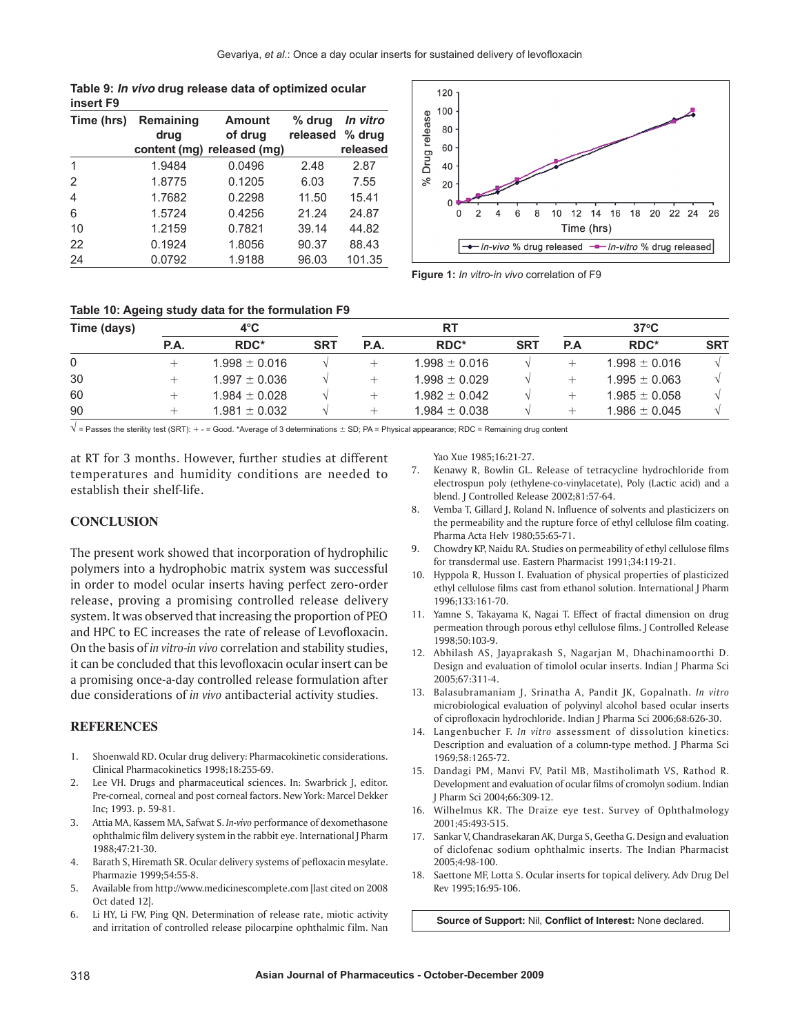**Table 9: *In vivo* drug release data of optimized ocular insert F9**

| Time (hrs) | Remaining drug content (mg) | Amount of drug released (mg) | % drug released | *In vitro* % drug released |
|---|---|---|---|---|
| 1 | 1.9484 | 0.0496 | 2.48 | 2.87 |
| 2 | 1.8775 | 0.1205 | 6.03 | 7.55 |
| 4 | 1.7682 | 0.2298 | 11.50 | 15.41 |
| 6 | 1.5724 | 0.4256 | 21.24 | 24.87 |
| 10 | 1.2159 | 0.7821 | 39.14 | 44.82 |
| 22 | 0.1924 | 1.8056 | 90.37 | 88.43 |
| 24 | 0.0792 | 1.9188 | 96.03 | 101.35 |

% Drug release
120
100
80
60
40
20
0
0 2 4 6 8 10 12 14 16 18 20 22 24 26
Time (hrs)
*In-vivo* % drug released
*In-vitro* % drug released

**Figure 1:** *In vitro-in vivo* correlation of F9

**Table 10: Ageing study data for the formulation F9**

| Time (days) | 4°C | | | RT | | | 37°C | | |
|---|---|---|---|---|---|---|---|---|---|
| | P.A. | RDC* | SRT | P.A. | RDC* | SRT | P.A | RDC* | SRT |
| 0 | + | 1.998 ± 0.016 | √ | + | 1.998 ± 0.016 | √ | + | 1.998 ± 0.016 | √ |
| 30 | + | 1.997 ± 0.036 | √ | + | 1.998 ± 0.029 | √ | + | 1.995 ± 0.063 | √ |
| 60 | + | 1.984 ± 0.028 | √ | + | 1.982 ± 0.042 | √ | + | 1.985 ± 0.058 | √ |
| 90 | + | 1.981 ± 0.032 | √ | + | 1.984 ± 0.038 | √ | + | 1.986 ± 0.045 | √ |

√ = Passes the sterility test (SRT): + - = Good. *Average of 3 determinations ± SD; PA = Physical appearance; RDC = Remaining drug content

at RT for 3 months. However, further studies at different temperatures and humidity conditions are needed to establish their shelf-life.

## CONCLUSION

The present work showed that incorporation of hydrophilic polymers into a hydrophobic matrix system was successful in order to model ocular inserts having perfect zero-order release, proving a promising controlled release delivery system. It was observed that increasing the proportion of PEO and HPC to EC increases the rate of release of Levofloxacin. On the basis of *in vitro-in vivo* correlation and stability studies, it can be concluded that this levofloxacin ocular insert can be a promising once-a-day controlled release formulation after due considerations of *in vivo* antibacterial activity studies.

## REFERENCES

1. Shoenwald RD. Ocular drug delivery: Pharmacokinetic considerations. Clinical Pharmacokinetics 1998;18:255-69.
2. Lee VH. Drugs and pharmaceutical sciences. In: Swarbrick J, editor. Pre-corneal, corneal and post corneal factors. New York: Marcel Dekker Inc; 1993. p. 59-81.
3. Attia MA, Kassem MA, Safwat S. *In-vivo* performance of dexomethasone ophthalmic film delivery system in the rabbit eye. International J Pharm 1988;47:21-30.
4. Barath S, Hiremath SR. Ocular delivery systems of pefloxacin mesylate. Pharmazie 1999;54:55-8.
5. Available from http://www.medicinescomplete.com [last cited on 2008 Oct dated 12].
6. Li HY, Li FW, Ping QN. Determination of release rate, miotic activity and irritation of controlled release pilocarpine ophthalmic film. Nan Yao Xue 1985;16:21-27.
7. Kenawy R, Bowlin GL. Release of tetracycline hydrochloride from electrospun poly (ethylene-co-vinylacetate), Poly (Lactic acid) and a blend. J Controlled Release 2002;81:57-64.
8. Vemba T, Gillard J, Roland N. Influence of solvents and plasticizers on the permeability and the rupture force of ethyl cellulose film coating. Pharma Acta Helv 1980;55:65-71.
9. Chowdry KP, Naidu RA. Studies on permeability of ethyl cellulose films for transdermal use. Eastern Pharmacist 1991;34:119-21.
10. Hyppola R, Husson I. Evaluation of physical properties of plasticized ethyl cellulose films cast from ethanol solution. International J Pharm 1996;133:161-70.
11. Yamne S, Takayama K, Nagai T. Effect of fractal dimension on drug permeation through porous ethyl cellulose films. J Controlled Release 1998;50:103-9.
12. Abhilash AS, Jayaprakash S, Nagarjan M, Dhachinamoorthi D. Design and evaluation of timolol ocular inserts. Indian J Pharma Sci 2005;67:311-4.
13. Balasubramaniam J, Srinatha A, Pandit JK, Gopalnath. *In vitro* microbiological evaluation of polyvinyl alcohol based ocular inserts of ciprofloxacin hydrochloride. Indian J Pharma Sci 2006;68:626-30.
14. Langenbucher F. *In vitro* assessment of dissolution kinetics: Description and evaluation of a column-type method. J Pharma Sci 1969;58:1265-72.
15. Dandagi PM, Manvi FV, Patil MB, Mastiholimath VS, Rathod R. Development and evaluation of ocular films of cromolyn sodium. Indian J Pharm Sci 2004;66:309-12.
16. Wilhelmus KR. The Draize eye test. Survey of Ophthalmology 2001;45:493-515.
17. Sankar V, Chandrasekaran AK, Durga S, Geetha G. Design and evaluation of diclofenac sodium ophthalmic inserts. The Indian Pharmacist 2005;4:98-100.
18. Saettone MF, Lotta S. Ocular inserts for topical delivery. Adv Drug Del Rev 1995;16:95-106.

**Source of Support:** Nil, **Conflict of Interest:** None declared.